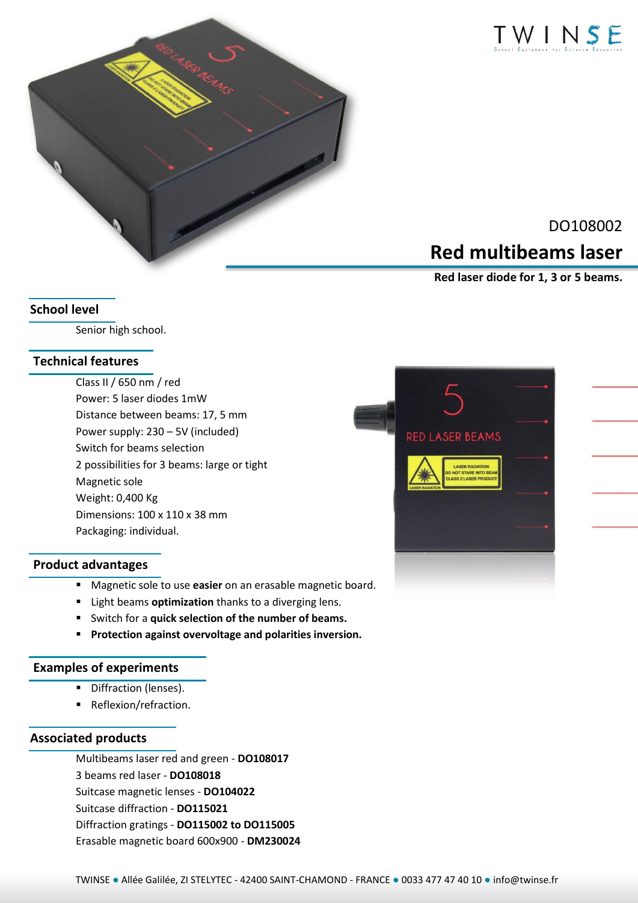DO108002

# Red multibeams laser

**Red laser diode for 1, 3 or 5 beams.**

## School level

Senior high school.

## Technical features

Class II / 650 nm / red
Power: 5 laser diodes 1mW
Distance between beams: 17, 5 mm
Power supply: 230 – 5V (included)
Switch for beams selection
2 possibilities for 3 beams: large or tight
Magnetic sole
Weight: 0,400 Kg
Dimensions: 100 x 110 x 38 mm
Packaging: individual.

## Product advantages

- Magnetic sole to use **easier** on an erasable magnetic board.
- Light beams **optimization** thanks to a diverging lens.
- Switch for a **quick selection of the number of beams.**
- **Protection against overvoltage and polarities inversion.**

## Examples of experiments

- Diffraction (lenses).
- Reflexion/refraction.

## Associated products

Multibeams laser red and green - **DO108017**
3 beams red laser - **DO108018**
Suitcase magnetic lenses - **DO104022**
Suitcase diffraction - **DO115021**
Diffraction gratings - **DO115002 to DO115005**
Erasable magnetic board 600x900 - **DM230024**

TWINSE ● Allée Galilée, ZI STELYTEC - 42400 SAINT-CHAMOND - FRANCE ● 0033 477 47 40 10 ● info@twinse.fr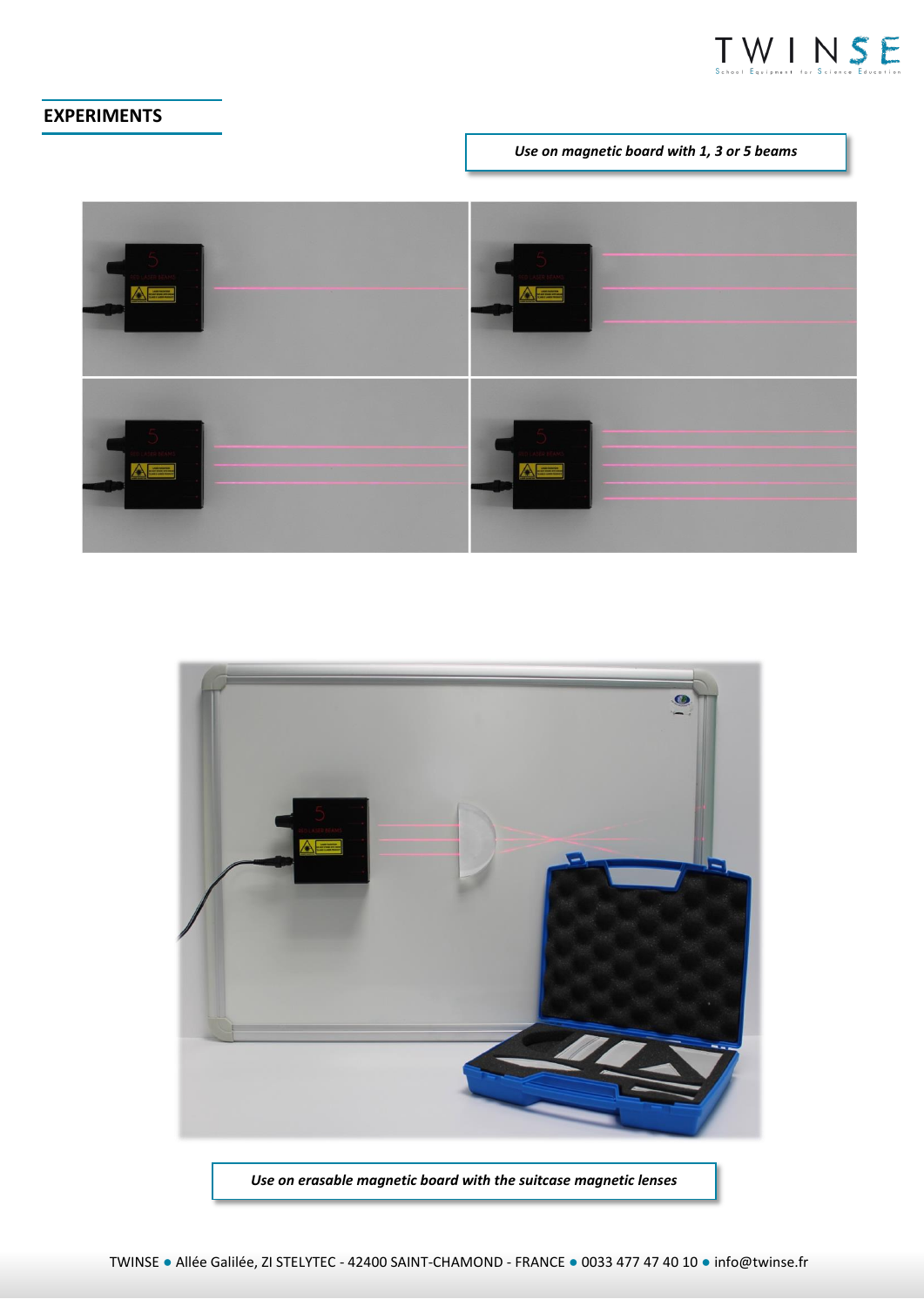## EXPERIMENTS

*Use on magnetic board with 1, 3 or 5 beams*

*Use on erasable magnetic board with the suitcase magnetic lenses*